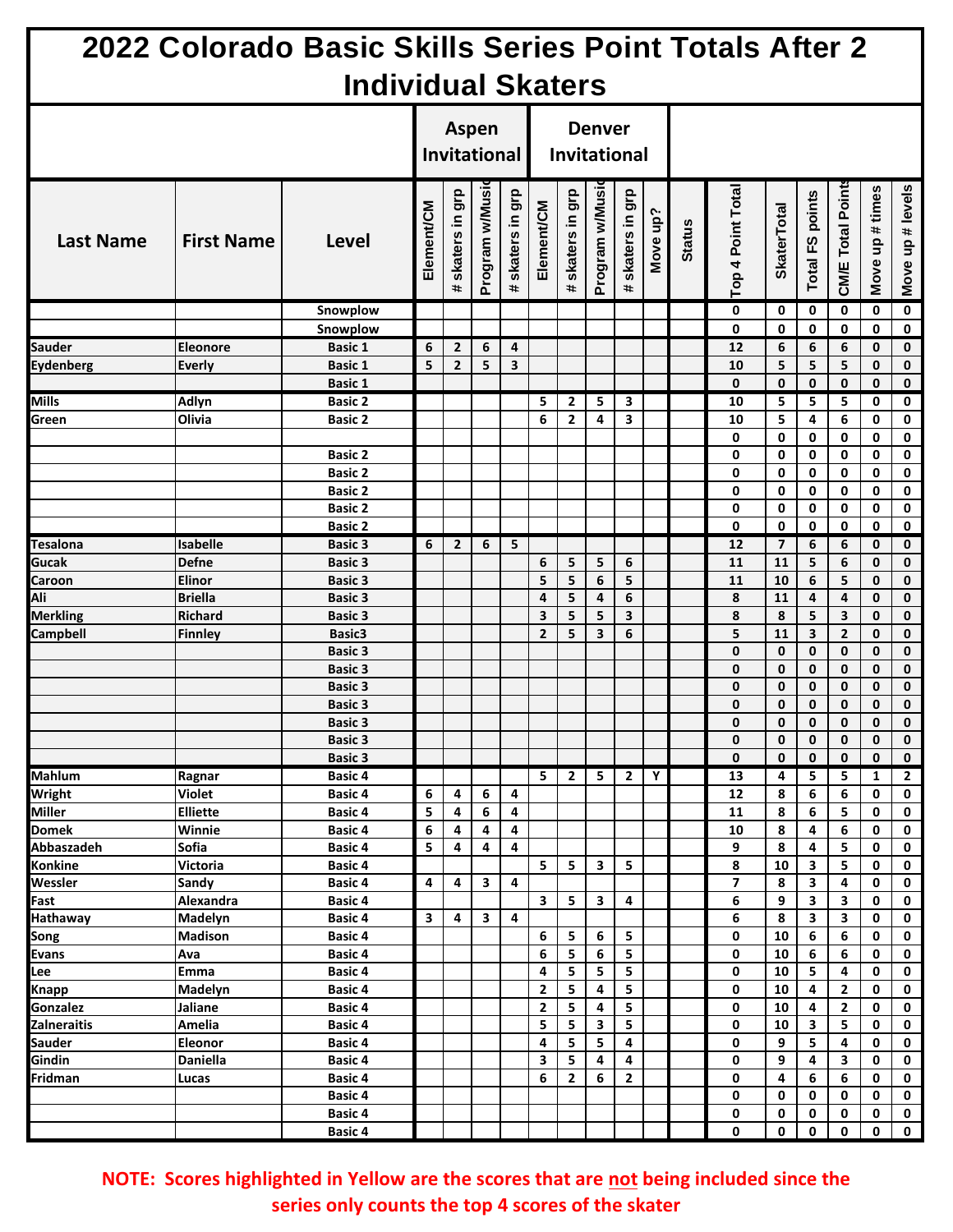# 2022 Colorado Basic Skills Series Point Totals After 2 Individual Skaters

| Last Name | First Name | Level | Aspen Invitational | | | | Denver Invitational | | | | | Status | Top 4 Point Total | SkaterTotal | Total FS points | CM/E Total Points | Move up # times | Move up # levels |
|---|---|---|---|---|---|---|---|---|---|---|---|---|---|---|---|---|---|---|
| | | | Element/CM | # skaters in grp | Program w/Music | # skaters in grp | Element/CM | # skaters in grp | Program w/Music | # skaters in grp | Move up? | | | | | | | |
| | | Snowplow | | | | | | | | | | | 0 | 0 | 0 | 0 | 0 | 0 |
| | | Snowplow | | | | | | | | | | | 0 | 0 | 0 | 0 | 0 | 0 |
| Sauder | Eleonore | Basic 1 | 6 | 2 | 6 | 4 | | | | | | | 12 | 6 | 6 | 6 | 0 | 0 |
| Eydenberg | Everly | Basic 1 | 5 | 2 | 5 | 3 | | | | | | | 10 | 5 | 5 | 5 | 0 | 0 |
| | | Basic 1 | | | | | | | | | | | 0 | 0 | 0 | 0 | 0 | 0 |
| Mills | Adlyn | Basic 2 | | | | | 5 | 2 | 5 | 3 | | | 10 | 5 | 5 | 5 | 0 | 0 |
| Green | Olivia | Basic 2 | | | | | 6 | 2 | 4 | 3 | | | 10 | 5 | 4 | 6 | 0 | 0 |
| | | | | | | | | | | | | | 0 | 0 | 0 | 0 | 0 | 0 |
| | | Basic 2 | | | | | | | | | | | 0 | 0 | 0 | 0 | 0 | 0 |
| | | Basic 2 | | | | | | | | | | | 0 | 0 | 0 | 0 | 0 | 0 |
| | | Basic 2 | | | | | | | | | | | 0 | 0 | 0 | 0 | 0 | 0 |
| | | Basic 2 | | | | | | | | | | | 0 | 0 | 0 | 0 | 0 | 0 |
| | | Basic 2 | | | | | | | | | | | 0 | 0 | 0 | 0 | 0 | 0 |
| Tesalona | Isabelle | Basic 3 | 6 | 2 | 6 | 5 | | | | | | | 12 | 7 | 6 | 6 | 0 | 0 |
| Gucak | Defne | Basic 3 | | | | | 6 | 5 | 5 | 6 | | | 11 | 11 | 5 | 6 | 0 | 0 |
| Caroon | Elinor | Basic 3 | | | | | 5 | 5 | 6 | 5 | | | 11 | 10 | 6 | 5 | 0 | 0 |
| Ali | Briella | Basic 3 | | | | | 4 | 5 | 4 | 6 | | | 8 | 11 | 4 | 4 | 0 | 0 |
| Merkling | Richard | Basic 3 | | | | | 3 | 5 | 5 | 3 | | | 8 | 8 | 5 | 3 | 0 | 0 |
| Campbell | Finnley | Basic3 | | | | | 2 | 5 | 3 | 6 | | | 5 | 11 | 3 | 2 | 0 | 0 |
| | | Basic 3 | | | | | | | | | | | 0 | 0 | 0 | 0 | 0 | 0 |
| | | Basic 3 | | | | | | | | | | | 0 | 0 | 0 | 0 | 0 | 0 |
| | | Basic 3 | | | | | | | | | | | 0 | 0 | 0 | 0 | 0 | 0 |
| | | Basic 3 | | | | | | | | | | | 0 | 0 | 0 | 0 | 0 | 0 |
| | | Basic 3 | | | | | | | | | | | 0 | 0 | 0 | 0 | 0 | 0 |
| | | Basic 3 | | | | | | | | | | | 0 | 0 | 0 | 0 | 0 | 0 |
| | | Basic 3 | | | | | | | | | | | 0 | 0 | 0 | 0 | 0 | 0 |
| Mahlum | Ragnar | Basic 4 | | | | | 5 | 2 | 5 | 2 | Y | | 13 | 4 | 5 | 5 | 1 | 2 |
| Wright | Violet | Basic 4 | 6 | 4 | 6 | 4 | | | | | | | 12 | 8 | 6 | 6 | 0 | 0 |
| Miller | Elliette | Basic 4 | 5 | 4 | 6 | 4 | | | | | | | 11 | 8 | 6 | 5 | 0 | 0 |
| Domek | Winnie | Basic 4 | 6 | 4 | 4 | 4 | | | | | | | 10 | 8 | 4 | 6 | 0 | 0 |
| Abbaszadeh | Sofia | Basic 4 | 5 | 4 | 4 | 4 | | | | | | | 9 | 8 | 4 | 5 | 0 | 0 |
| Konkine | Victoria | Basic 4 | | | | | 5 | 5 | 3 | 5 | | | 8 | 10 | 3 | 5 | 0 | 0 |
| Wessler | Sandy | Basic 4 | 4 | 4 | 3 | 4 | | | | | | | 7 | 8 | 3 | 4 | 0 | 0 |
| Fast | Alexandra | Basic 4 | | | | | 3 | 5 | 3 | 4 | | | 6 | 9 | 3 | 3 | 0 | 0 |
| Hathaway | Madelyn | Basic 4 | 3 | 4 | 3 | 4 | | | | | | | 6 | 8 | 3 | 3 | 0 | 0 |
| Song | Madison | Basic 4 | | | | | 6 | 5 | 6 | 5 | | | 0 | 10 | 6 | 6 | 0 | 0 |
| Evans | Ava | Basic 4 | | | | | 6 | 5 | 6 | 5 | | | 0 | 10 | 6 | 6 | 0 | 0 |
| Lee | Emma | Basic 4 | | | | | 4 | 5 | 5 | 5 | | | 0 | 10 | 5 | 4 | 0 | 0 |
| Knapp | Madelyn | Basic 4 | | | | | 2 | 5 | 4 | 5 | | | 0 | 10 | 4 | 2 | 0 | 0 |
| Gonzalez | Jaliane | Basic 4 | | | | | 2 | 5 | 4 | 5 | | | 0 | 10 | 4 | 2 | 0 | 0 |
| Zalneraitis | Amelia | Basic 4 | | | | | 5 | 5 | 3 | 5 | | | 0 | 10 | 3 | 5 | 0 | 0 |
| Sauder | Eleonor | Basic 4 | | | | | 4 | 5 | 5 | 4 | | | 0 | 9 | 5 | 4 | 0 | 0 |
| Gindin | Daniella | Basic 4 | | | | | 3 | 5 | 4 | 4 | | | 0 | 9 | 4 | 3 | 0 | 0 |
| Fridman | Lucas | Basic 4 | | | | | 6 | 2 | 6 | 2 | | | 0 | 4 | 6 | 6 | 0 | 0 |
| | | Basic 4 | | | | | | | | | | | 0 | 0 | 0 | 0 | 0 | 0 |
| | | Basic 4 | | | | | | | | | | | 0 | 0 | 0 | 0 | 0 | 0 |
| | | Basic 4 | | | | | | | | | | | 0 | 0 | 0 | 0 | 0 | 0 |

**NOTE: Scores highlighted in Yellow are the scores that are not being included since the series only counts the top 4 scores of the skater**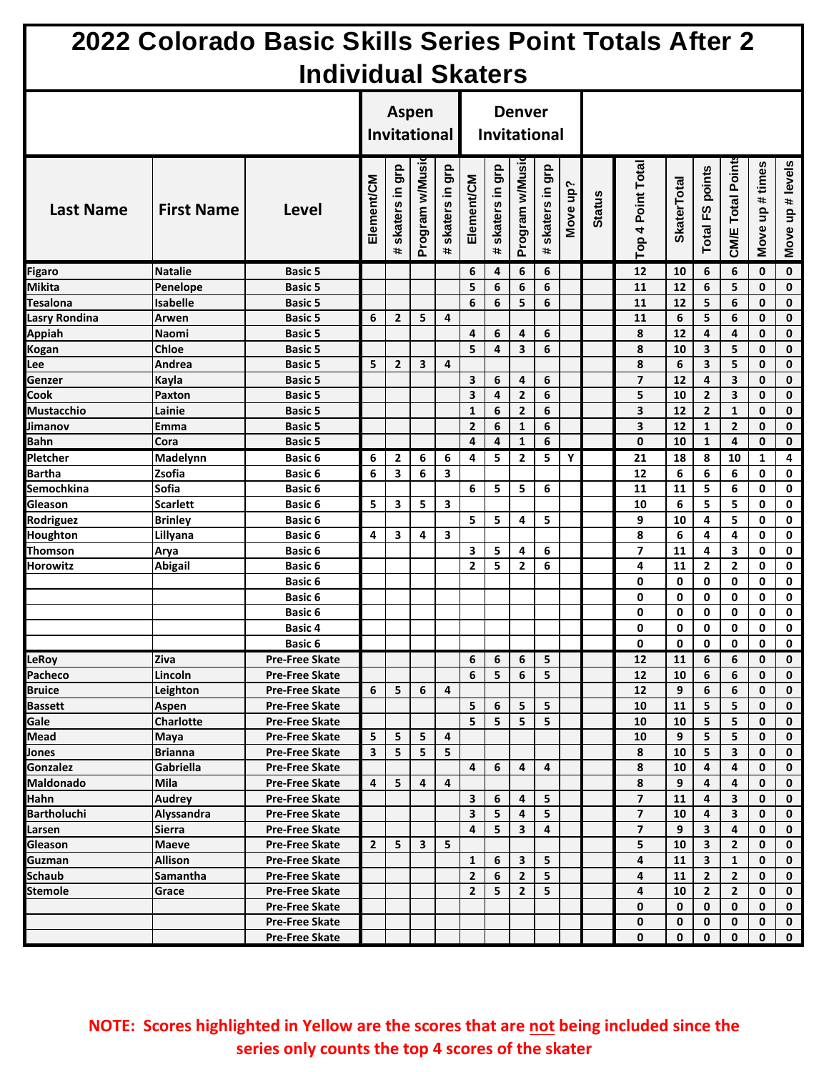# 2022 Colorado Basic Skills Series Point Totals After 2
# Individual Skaters

| | | | Aspen Invitational | | | | Denver Invitational | | | | | | | | | | | |
|---|---|---|---|---|---|---|---|---|---|---|---|---|---|---|---|---|---|---|
| Last Name | First Name | Level | Element/CM | # skaters in grp | Program w/Music | # skaters in grp | Element/CM | # skaters in grp | Program w/Music | # skaters in grp | Move up? | Status | Top 4 Point Total | SkaterTotal | Total FS points | CM/E Total Points | Move up # times | Move up # levels |
| Figaro | Natalie | Basic 5 | | | | | 6 | 4 | 6 | 6 | | | 12 | 10 | 6 | 6 | 0 | 0 |
| Mikita | Penelope | Basic 5 | | | | | 5 | 6 | 6 | 6 | | | 11 | 12 | 6 | 5 | 0 | 0 |
| Tesalona | Isabelle | Basic 5 | | | | | 6 | 6 | 5 | 6 | | | 11 | 12 | 5 | 6 | 0 | 0 |
| Lasry Rondina | Arwen | Basic 5 | 6 | 2 | 5 | 4 | | | | | | | 11 | 6 | 5 | 6 | 0 | 0 |
| Appiah | Naomi | Basic 5 | | | | | 4 | 6 | 4 | 6 | | | 8 | 12 | 4 | 4 | 0 | 0 |
| Kogan | Chloe | Basic 5 | | | | | 5 | 4 | 3 | 6 | | | 8 | 10 | 3 | 5 | 0 | 0 |
| Lee | Andrea | Basic 5 | 5 | 2 | 3 | 4 | | | | | | | 8 | 6 | 3 | 5 | 0 | 0 |
| Genzer | Kayla | Basic 5 | | | | | 3 | 6 | 4 | 6 | | | 7 | 12 | 4 | 3 | 0 | 0 |
| Cook | Paxton | Basic 5 | | | | | 3 | 4 | 2 | 6 | | | 5 | 10 | 2 | 3 | 0 | 0 |
| Mustacchio | Lainie | Basic 5 | | | | | 1 | 6 | 2 | 6 | | | 3 | 12 | 2 | 1 | 0 | 0 |
| Jimanov | Emma | Basic 5 | | | | | 2 | 6 | 1 | 6 | | | 3 | 12 | 1 | 2 | 0 | 0 |
| Bahn | Cora | Basic 5 | | | | | 4 | 4 | 1 | 6 | | | 0 | 10 | 1 | 4 | 0 | 0 |
| Pletcher | Madelynn | Basic 6 | 6 | 2 | 6 | 6 | 4 | 5 | 2 | 5 | Y | | 21 | 18 | 8 | 10 | 1 | 4 |
| Bartha | Zsofia | Basic 6 | 6 | 3 | 6 | 3 | | | | | | | 12 | 6 | 6 | 6 | 0 | 0 |
| Semochkina | Sofia | Basic 6 | | | | | 6 | 5 | 5 | 6 | | | 11 | 11 | 5 | 6 | 0 | 0 |
| Gleason | Scarlett | Basic 6 | 5 | 3 | 5 | 3 | | | | | | | 10 | 6 | 5 | 5 | 0 | 0 |
| Rodriguez | Brinley | Basic 6 | | | | | 5 | 5 | 4 | 5 | | | 9 | 10 | 4 | 5 | 0 | 0 |
| Houghton | Lillyana | Basic 6 | 4 | 3 | 4 | 3 | | | | | | | 8 | 6 | 4 | 4 | 0 | 0 |
| Thomson | Arya | Basic 6 | | | | | 3 | 5 | 4 | 6 | | | 7 | 11 | 4 | 3 | 0 | 0 |
| Horowitz | Abigail | Basic 6 | | | | | 2 | 5 | 2 | 6 | | | 4 | 11 | 2 | 2 | 0 | 0 |
| | | Basic 6 | | | | | | | | | | | 0 | 0 | 0 | 0 | 0 | 0 |
| | | Basic 6 | | | | | | | | | | | 0 | 0 | 0 | 0 | 0 | 0 |
| | | Basic 6 | | | | | | | | | | | 0 | 0 | 0 | 0 | 0 | 0 |
| | | Basic 4 | | | | | | | | | | | 0 | 0 | 0 | 0 | 0 | 0 |
| | | Basic 6 | | | | | | | | | | | 0 | 0 | 0 | 0 | 0 | 0 |
| LeRoy | Ziva | Pre-Free Skate | | | | | 6 | 6 | 6 | 5 | | | 12 | 11 | 6 | 6 | 0 | 0 |
| Pacheco | Lincoln | Pre-Free Skate | | | | | 6 | 5 | 6 | 5 | | | 12 | 10 | 6 | 6 | 0 | 0 |
| Bruice | Leighton | Pre-Free Skate | 6 | 5 | 6 | 4 | | | | | | | 12 | 9 | 6 | 6 | 0 | 0 |
| Bassett | Aspen | Pre-Free Skate | | | | | 5 | 6 | 5 | 5 | | | 10 | 11 | 5 | 5 | 0 | 0 |
| Gale | Charlotte | Pre-Free Skate | | | | | 5 | 5 | 5 | 5 | | | 10 | 10 | 5 | 5 | 0 | 0 |
| Mead | Maya | Pre-Free Skate | 5 | 5 | 5 | 4 | | | | | | | 10 | 9 | 5 | 5 | 0 | 0 |
| Jones | Brianna | Pre-Free Skate | 3 | 5 | 5 | 5 | | | | | | | 8 | 10 | 5 | 3 | 0 | 0 |
| Gonzalez | Gabriella | Pre-Free Skate | | | | | 4 | 6 | 4 | 4 | | | 8 | 10 | 4 | 4 | 0 | 0 |
| Maldonado | Mila | Pre-Free Skate | 4 | 5 | 4 | 4 | | | | | | | 8 | 9 | 4 | 4 | 0 | 0 |
| Hahn | Audrey | Pre-Free Skate | | | | | 3 | 6 | 4 | 5 | | | 7 | 11 | 4 | 3 | 0 | 0 |
| Bartholuchi | Alyssandra | Pre-Free Skate | | | | | 3 | 5 | 4 | 5 | | | 7 | 10 | 4 | 3 | 0 | 0 |
| Larsen | Sierra | Pre-Free Skate | | | | | 4 | 5 | 3 | 4 | | | 7 | 9 | 3 | 4 | 0 | 0 |
| Gleason | Maeve | Pre-Free Skate | 2 | 5 | 3 | 5 | | | | | | | 5 | 10 | 3 | 2 | 0 | 0 |
| Guzman | Allison | Pre-Free Skate | | | | | 1 | 6 | 3 | 5 | | | 4 | 11 | 3 | 1 | 0 | 0 |
| Schaub | Samantha | Pre-Free Skate | | | | | 2 | 6 | 2 | 5 | | | 4 | 11 | 2 | 2 | 0 | 0 |
| Stemole | Grace | Pre-Free Skate | | | | | 2 | 5 | 2 | 5 | | | 4 | 10 | 2 | 2 | 0 | 0 |
| | | Pre-Free Skate | | | | | | | | | | | 0 | 0 | 0 | 0 | 0 | 0 |
| | | Pre-Free Skate | | | | | | | | | | | 0 | 0 | 0 | 0 | 0 | 0 |
| | | Pre-Free Skate | | | | | | | | | | | 0 | 0 | 0 | 0 | 0 | 0 |

**NOTE: Scores highlighted in Yellow are the scores that are not being included since the series only counts the top 4 scores of the skater**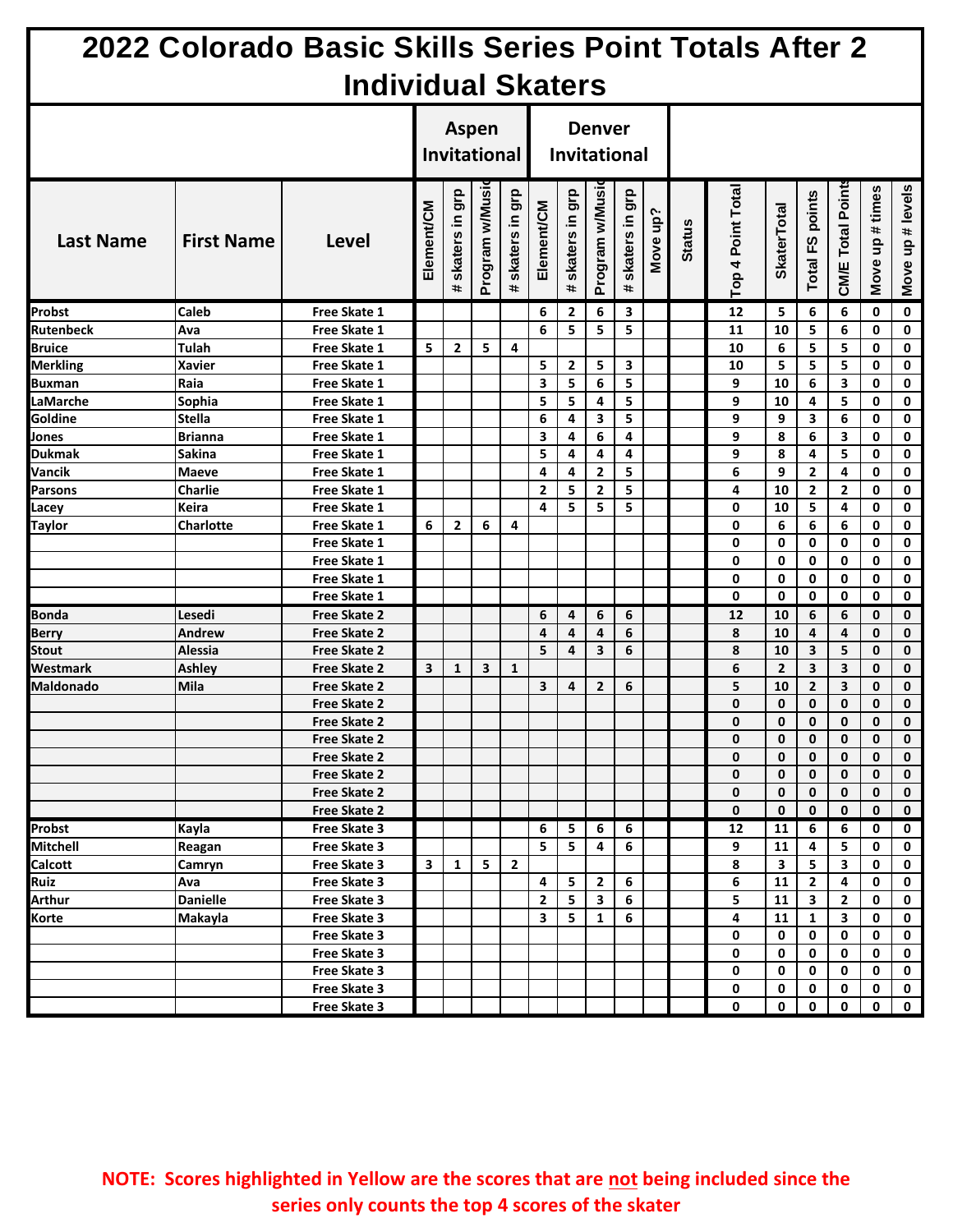# 2022 Colorado Basic Skills Series Point Totals After 2 Individual Skaters

| Last Name | First Name | Level | Aspen Invitational | | | | Denver Invitational | | | | | Status | Top 4 Point Total | SkaterTotal | Total FS points | CM/E Total Points | Move up # times | Move up # levels |
|---|---|---|---|---|---|---|---|---|---|---|---|---|---|---|---|---|---|---|
| | | | Element/CM | # skaters in grp | Program w/Music | # skaters in grp | Element/CM | # skaters in grp | Program w/Music | # skaters in grp | Move up? | | | | | | | |
| Probst | Caleb | Free Skate 1 | | | | | 6 | 2 | 6 | 3 | | | 12 | 5 | 6 | 6 | 0 | 0 |
| Rutenbeck | Ava | Free Skate 1 | | | | | 6 | 5 | 5 | 5 | | | 11 | 10 | 5 | 6 | 0 | 0 |
| Bruice | Tulah | Free Skate 1 | 5 | 2 | 5 | 4 | | | | | | | 10 | 6 | 5 | 5 | 0 | 0 |
| Merkling | Xavier | Free Skate 1 | | | | | 5 | 2 | 5 | 3 | | | 10 | 5 | 5 | 5 | 0 | 0 |
| Buxman | Raia | Free Skate 1 | | | | | 3 | 5 | 6 | 5 | | | 9 | 10 | 6 | 3 | 0 | 0 |
| LaMarche | Sophia | Free Skate 1 | | | | | 5 | 5 | 4 | 5 | | | 9 | 10 | 4 | 5 | 0 | 0 |
| Goldine | Stella | Free Skate 1 | | | | | 6 | 4 | 3 | 5 | | | 9 | 9 | 3 | 6 | 0 | 0 |
| Jones | Brianna | Free Skate 1 | | | | | 3 | 4 | 6 | 4 | | | 9 | 8 | 6 | 3 | 0 | 0 |
| Dukmak | Sakina | Free Skate 1 | | | | | 5 | 4 | 4 | 4 | | | 9 | 8 | 4 | 5 | 0 | 0 |
| Vancik | Maeve | Free Skate 1 | | | | | 4 | 4 | 2 | 5 | | | 6 | 9 | 2 | 4 | 0 | 0 |
| Parsons | Charlie | Free Skate 1 | | | | | 2 | 5 | 2 | 5 | | | 4 | 10 | 2 | 2 | 0 | 0 |
| Lacey | Keira | Free Skate 1 | | | | | 4 | 5 | 5 | 5 | | | 0 | 10 | 5 | 4 | 0 | 0 |
| Taylor | Charlotte | Free Skate 1 | 6 | 2 | 6 | 4 | | | | | | | 0 | 6 | 6 | 6 | 0 | 0 |
| | | Free Skate 1 | | | | | | | | | | | 0 | 0 | 0 | 0 | 0 | 0 |
| | | Free Skate 1 | | | | | | | | | | | 0 | 0 | 0 | 0 | 0 | 0 |
| | | Free Skate 1 | | | | | | | | | | | 0 | 0 | 0 | 0 | 0 | 0 |
| | | Free Skate 1 | | | | | | | | | | | 0 | 0 | 0 | 0 | 0 | 0 |
| Bonda | Lesedi | Free Skate 2 | | | | | 6 | 4 | 6 | 6 | | | 12 | 10 | 6 | 6 | 0 | 0 |
| Berry | Andrew | Free Skate 2 | | | | | 4 | 4 | 4 | 6 | | | 8 | 10 | 4 | 4 | 0 | 0 |
| Stout | Alessia | Free Skate 2 | | | | | 5 | 4 | 3 | 6 | | | 8 | 10 | 3 | 5 | 0 | 0 |
| Westmark | Ashley | Free Skate 2 | 3 | 1 | 3 | 1 | | | | | | | 6 | 2 | 3 | 3 | 0 | 0 |
| Maldonado | Mila | Free Skate 2 | | | | | 3 | 4 | 2 | 6 | | | 5 | 10 | 2 | 3 | 0 | 0 |
| | | Free Skate 2 | | | | | | | | | | | 0 | 0 | 0 | 0 | 0 | 0 |
| | | Free Skate 2 | | | | | | | | | | | 0 | 0 | 0 | 0 | 0 | 0 |
| | | Free Skate 2 | | | | | | | | | | | 0 | 0 | 0 | 0 | 0 | 0 |
| | | Free Skate 2 | | | | | | | | | | | 0 | 0 | 0 | 0 | 0 | 0 |
| | | Free Skate 2 | | | | | | | | | | | 0 | 0 | 0 | 0 | 0 | 0 |
| | | Free Skate 2 | | | | | | | | | | | 0 | 0 | 0 | 0 | 0 | 0 |
| | | Free Skate 2 | | | | | | | | | | | 0 | 0 | 0 | 0 | 0 | 0 |
| Probst | Kayla | Free Skate 3 | | | | | 6 | 5 | 6 | 6 | | | 12 | 11 | 6 | 6 | 0 | 0 |
| Mitchell | Reagan | Free Skate 3 | | | | | 5 | 5 | 4 | 6 | | | 9 | 11 | 4 | 5 | 0 | 0 |
| Calcott | Camryn | Free Skate 3 | 3 | 1 | 5 | 2 | | | | | | | 8 | 3 | 5 | 3 | 0 | 0 |
| Ruiz | Ava | Free Skate 3 | | | | | 4 | 5 | 2 | 6 | | | 6 | 11 | 2 | 4 | 0 | 0 |
| Arthur | Danielle | Free Skate 3 | | | | | 2 | 5 | 3 | 6 | | | 5 | 11 | 3 | 2 | 0 | 0 |
| Korte | Makayla | Free Skate 3 | | | | | 3 | 5 | 1 | 6 | | | 4 | 11 | 1 | 3 | 0 | 0 |
| | | Free Skate 3 | | | | | | | | | | | 0 | 0 | 0 | 0 | 0 | 0 |
| | | Free Skate 3 | | | | | | | | | | | 0 | 0 | 0 | 0 | 0 | 0 |
| | | Free Skate 3 | | | | | | | | | | | 0 | 0 | 0 | 0 | 0 | 0 |
| | | Free Skate 3 | | | | | | | | | | | 0 | 0 | 0 | 0 | 0 | 0 |
| | | Free Skate 3 | | | | | | | | | | | 0 | 0 | 0 | 0 | 0 | 0 |

**NOTE: Scores highlighted in Yellow are the scores that are not being included since the series only counts the top 4 scores of the skater**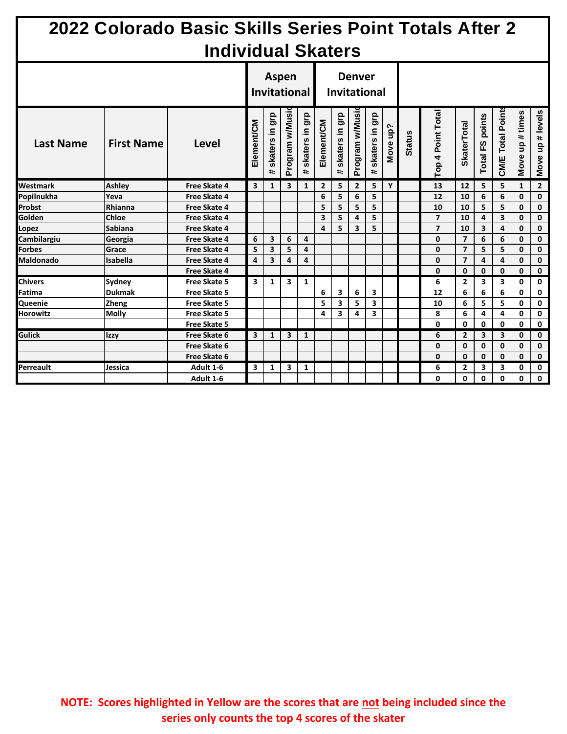# 2022 Colorado Basic Skills Series Point Totals After 2 Individual Skaters

| Last Name | First Name | Level | Aspen Invitational | | | | Denver Invitational | | | | | | | | | | | |
|---|---|---|---|---|---|---|---|---|---|---|---|---|---|---|---|---|---|---|
| | | | Element/CM | # skaters in grp | Program w/Music | # skaters in grp | Element/CM | # skaters in grp | Program w/Music | # skaters in grp | Move up? | Status | Top 4 Point Total | SkaterTotal | Total FS points | CM/E Total Points | Move up # times | Move up # levels |
| Westmark | Ashley | Free Skate 4 | 3 | 1 | 3 | 1 | 2 | 5 | 2 | 5 | Y | | 13 | 12 | 5 | 5 | 1 | 2 |
| Popilnukha | Yeva | Free Skate 4 | | | | | 6 | 5 | 6 | 5 | | | 12 | 10 | 6 | 6 | 0 | 0 |
| Probst | Rhianna | Free Skate 4 | | | | | 5 | 5 | 5 | 5 | | | 10 | 10 | 5 | 5 | 0 | 0 |
| Golden | Chloe | Free Skate 4 | | | | | 3 | 5 | 4 | 5 | | | 7 | 10 | 4 | 3 | 0 | 0 |
| Lopez | Sabiana | Free Skate 4 | | | | | 4 | 5 | 3 | 5 | | | 7 | 10 | 3 | 4 | 0 | 0 |
| Cambilargiu | Georgia | Free Skate 4 | 6 | 3 | 6 | 4 | | | | | | | 0 | 7 | 6 | 6 | 0 | 0 |
| Forbes | Grace | Free Skate 4 | 5 | 3 | 5 | 4 | | | | | | | 0 | 7 | 5 | 5 | 0 | 0 |
| Maldonado | Isabella | Free Skate 4 | 4 | 3 | 4 | 4 | | | | | | | 0 | 7 | 4 | 4 | 0 | 0 |
| | | Free Skate 4 | | | | | | | | | | | 0 | 0 | 0 | 0 | 0 | 0 |
| Chivers | Sydney | Free Skate 5 | 3 | 1 | 3 | 1 | | | | | | | 6 | 2 | 3 | 3 | 0 | 0 |
| Fatima | Dukmak | Free Skate 5 | | | | | 6 | 3 | 6 | 3 | | | 12 | 6 | 6 | 6 | 0 | 0 |
| Queenie | Zheng | Free Skate 5 | | | | | 5 | 3 | 5 | 3 | | | 10 | 6 | 5 | 5 | 0 | 0 |
| Horowitz | Molly | Free Skate 5 | | | | | 4 | 3 | 4 | 3 | | | 8 | 6 | 4 | 4 | 0 | 0 |
| | | Free Skate 5 | | | | | | | | | | | 0 | 0 | 0 | 0 | 0 | 0 |
| Gulick | Izzy | Free Skate 6 | 3 | 1 | 3 | 1 | | | | | | | 6 | 2 | 3 | 3 | 0 | 0 |
| | | Free Skate 6 | | | | | | | | | | | 0 | 0 | 0 | 0 | 0 | 0 |
| | | Free Skate 6 | | | | | | | | | | | 0 | 0 | 0 | 0 | 0 | 0 |
| Perreault | Jessica | Adult 1-6 | 3 | 1 | 3 | 1 | | | | | | | 6 | 2 | 3 | 3 | 0 | 0 |
| | | Adult 1-6 | | | | | | | | | | | 0 | 0 | 0 | 0 | 0 | 0 |

**NOTE: Scores highlighted in Yellow are the scores that are not being included since the series only counts the top 4 scores of the skater**